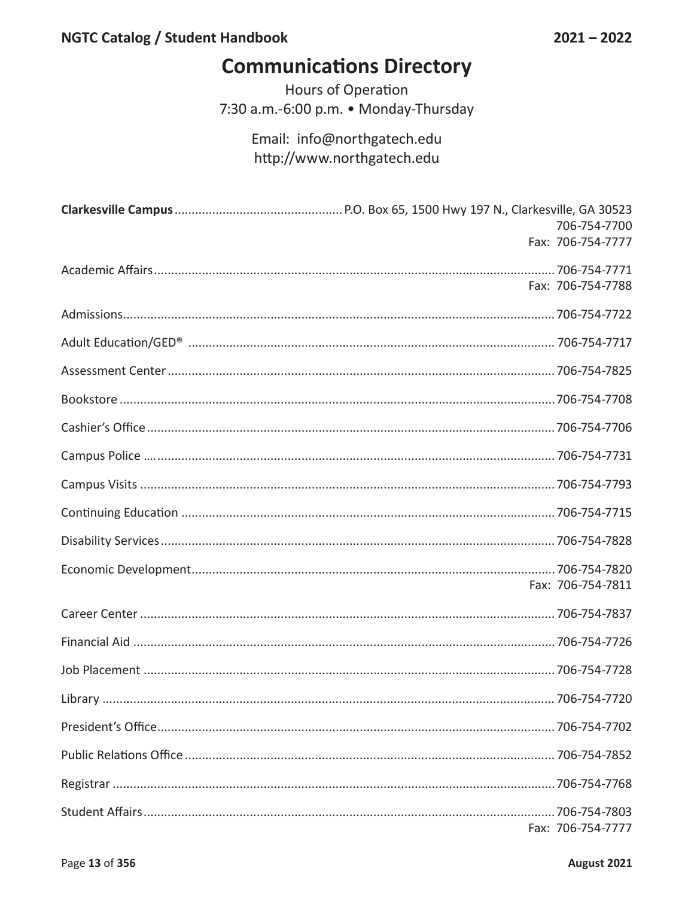# Communications Directory

Hours of Operation
7:30 a.m.-6:00 p.m. • Monday-Thursday

Email: info@northgatech.edu
http://www.northgatech.edu

**Clarkesville Campus** ............ P.O. Box 65, 1500 Hwy 197 N., Clarkesville, GA 30523
706-754-7700
Fax: 706-754-7777

Academic Affairs ............ 706-754-7771
Fax: 706-754-7788

Admissions ............ 706-754-7722

Adult Education/GED® ............ 706-754-7717

Assessment Center ............ 706-754-7825

Bookstore ............ 706-754-7708

Cashier's Office ............ 706-754-7706

Campus Police ............ 706-754-7731

Campus Visits ............ 706-754-7793

Continuing Education ............ 706-754-7715

Disability Services ............ 706-754-7828

Economic Development ............ 706-754-7820
Fax: 706-754-7811

Career Center ............ 706-754-7837

Financial Aid ............ 706-754-7726

Job Placement ............ 706-754-7728

Library ............ 706-754-7720

President's Office ............ 706-754-7702

Public Relations Office ............ 706-754-7852

Registrar ............ 706-754-7768

Student Affairs ............ 706-754-7803
Fax: 706-754-7777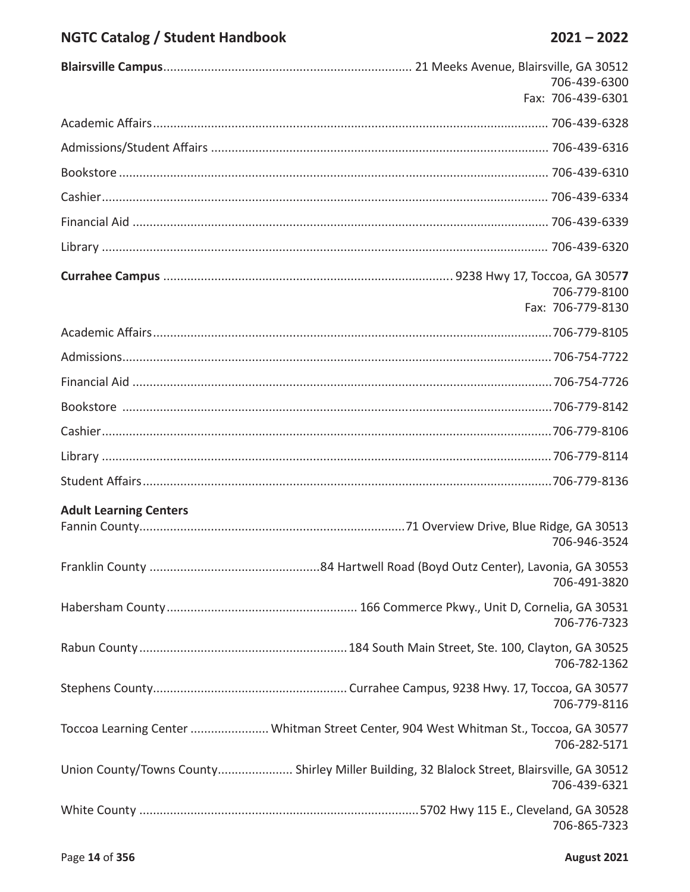**Blairsville Campus** ........ 21 Meeks Avenue, Blairsville, GA 30512
706-439-6300
Fax: 706-439-6301

Academic Affairs ........ 706-439-6328

Admissions/Student Affairs ........ 706-439-6316

Bookstore ........ 706-439-6310

Cashier ........ 706-439-6334

Financial Aid ........ 706-439-6339

Library ........ 706-439-6320

**Currahee Campus** ........ 9238 Hwy 17, Toccoa, GA 30577
706-779-8100
Fax: 706-779-8130

Academic Affairs ........ 706-779-8105

Admissions ........ 706-754-7722

Financial Aid ........ 706-754-7726

Bookstore ........ 706-779-8142

Cashier ........ 706-779-8106

Library ........ 706-779-8114

Student Affairs ........ 706-779-8136

**Adult Learning Centers**

Fannin County ........ 71 Overview Drive, Blue Ridge, GA 30513
706-946-3524

Franklin County ........ 84 Hartwell Road (Boyd Outz Center), Lavonia, GA 30553
706-491-3820

Habersham County ........ 166 Commerce Pkwy., Unit D, Cornelia, GA 30531
706-776-7323

Rabun County ........ 184 South Main Street, Ste. 100, Clayton, GA 30525
706-782-1362

Stephens County ........ Currahee Campus, 9238 Hwy. 17, Toccoa, GA 30577
706-779-8116

Toccoa Learning Center ........ Whitman Street Center, 904 West Whitman St., Toccoa, GA 30577
706-282-5171

Union County/Towns County ........ Shirley Miller Building, 32 Blalock Street, Blairsville, GA 30512
706-439-6321

White County ........ 5702 Hwy 115 E., Cleveland, GA 30528
706-865-7323